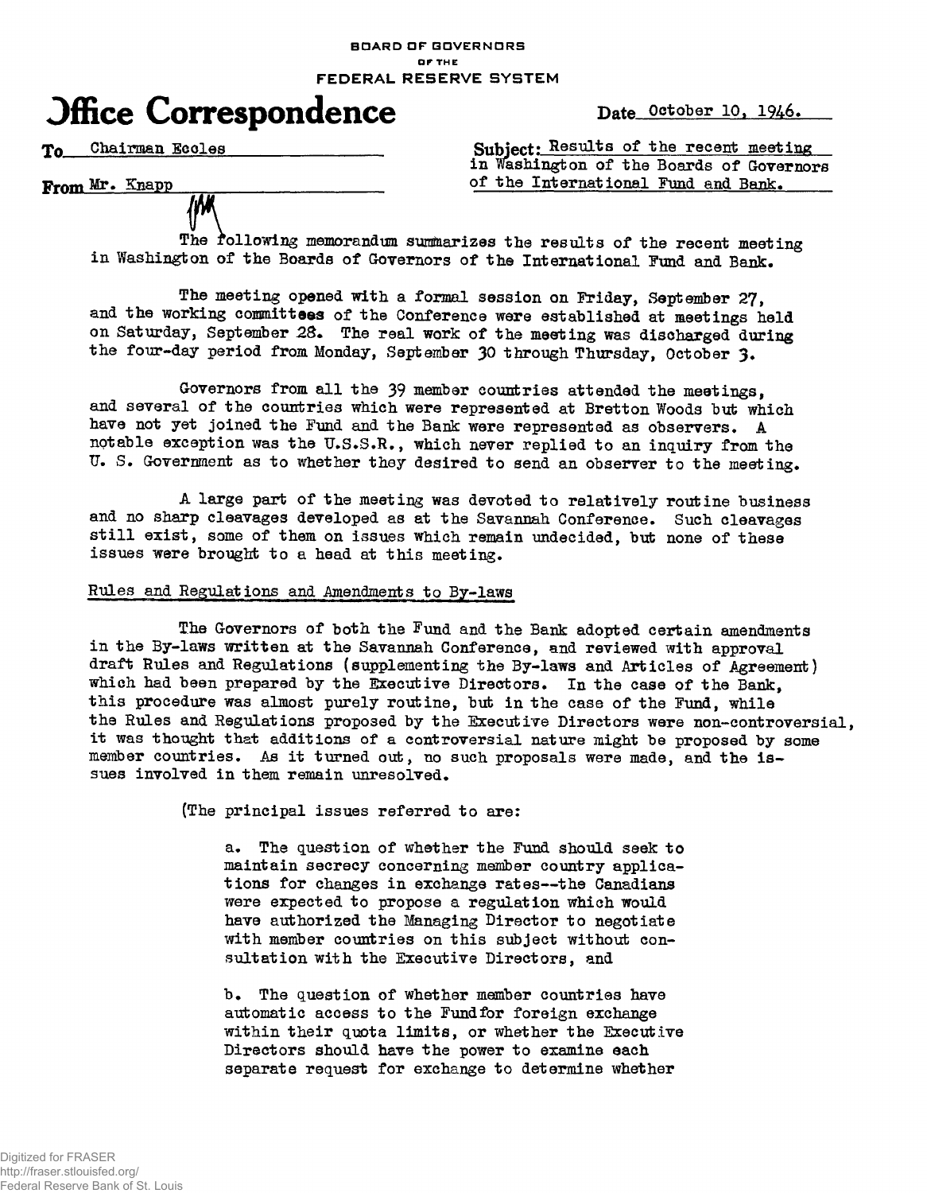BOARD OF GOVERNORS
OF THE
FEDERAL RESERVE SYSTEM

# Office Correspondence

Date October 10, 1946.

To Chairman Eccles

From Mr. Knapp

Subject: Results of the recent meeting in Washington of the Boards of Governors of the International Fund and Bank.

The following memorandum summarizes the results of the recent meeting in Washington of the Boards of Governors of the International Fund and Bank.

The meeting opened with a formal session on Friday, September 27, and the working committees of the Conference were established at meetings held on Saturday, September 28. The real work of the meeting was discharged during the four-day period from Monday, September 30 through Thursday, October 3.

Governors from all the 39 member countries attended the meetings, and several of the countries which were represented at Bretton Woods but which have not yet joined the Fund and the Bank were represented as observers. A notable exception was the U.S.S.R., which never replied to an inquiry from the U. S. Government as to whether they desired to send an observer to the meeting.

A large part of the meeting was devoted to relatively routine business and no sharp cleavages developed as at the Savannah Conference. Such cleavages still exist, some of them on issues which remain undecided, but none of these issues were brought to a head at this meeting.

## Rules and Regulations and Amendments to By-laws

The Governors of both the Fund and the Bank adopted certain amendments in the By-laws written at the Savannah Conference, and reviewed with approval draft Rules and Regulations (supplementing the By-laws and Articles of Agreement) which had been prepared by the Executive Directors. In the case of the Bank, this procedure was almost purely routine, but in the case of the Fund, while the Rules and Regulations proposed by the Executive Directors were non-controversial, it was thought that additions of a controversial nature might be proposed by some member countries. As it turned out, no such proposals were made, and the issues involved in them remain unresolved.

(The principal issues referred to are:

a. The question of whether the Fund should seek to maintain secrecy concerning member country applications for changes in exchange rates--the Canadians were expected to propose a regulation which would have authorized the Managing Director to negotiate with member countries on this subject without consultation with the Executive Directors, and

b. The question of whether member countries have automatic access to the Fundfor foreign exchange within their quota limits, or whether the Executive Directors should have the power to examine each separate request for exchange to determine whether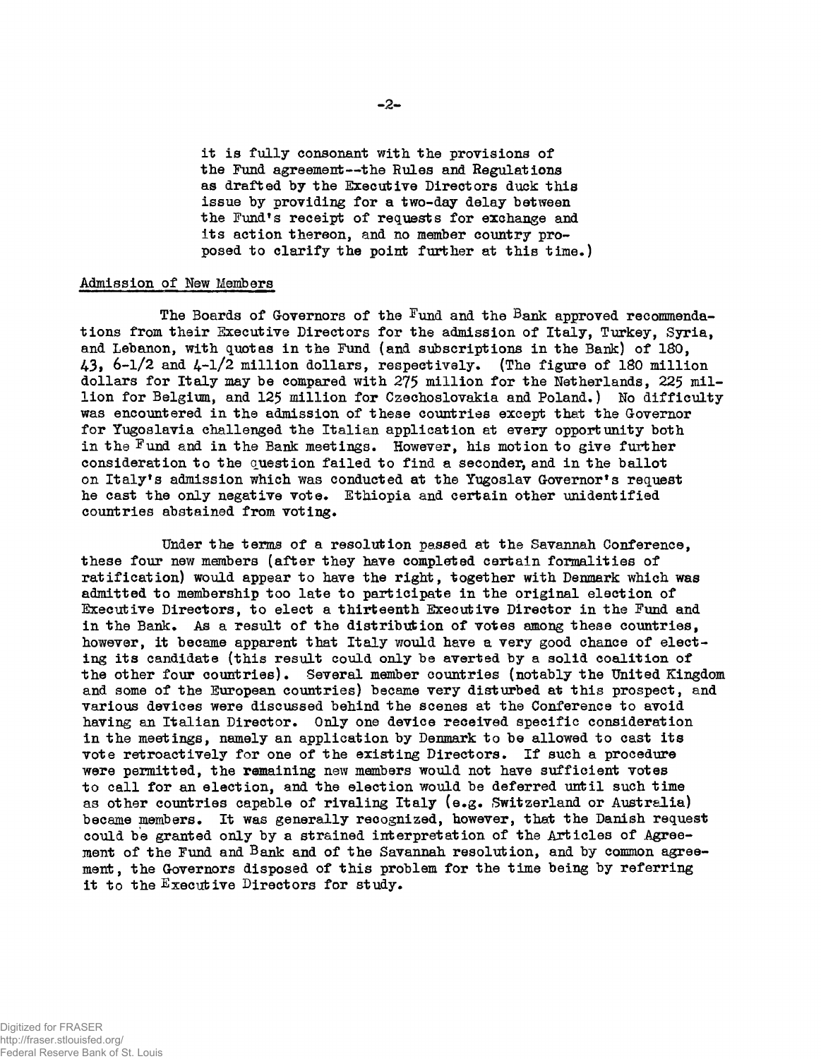it is fully consonant with the provisions of the Fund agreement--the Rules and Regulations as drafted by the Executive Directors duck this issue by providing for a two-day delay between the Fund's receipt of requests for exchange and its action thereon, and no member country proposed to clarify the point further at this time.)

## Admission of New Members

The Boards of Governors of the Fund and the Bank approved recommendations from their Executive Directors for the admission of Italy, Turkey, Syria, and Lebanon, with quotas in the Fund (and subscriptions in the Bank) of 180, 43, 6-1/2 and 4-1/2 million dollars, respectively. (The figure of 180 million dollars for Italy may be compared with 275 million for the Netherlands, 225 million for Belgium, and 125 million for Czechoslovakia and Poland.) No difficulty was encountered in the admission of these countries except that the Governor for Yugoslavia challenged the Italian application at every opportunity both in the Fund and in the Bank meetings. However, his motion to give further consideration to the question failed to find a seconder, and in the ballot on Italy's admission which was conducted at the Yugoslav Governor's request he cast the only negative vote. Ethiopia and certain other unidentified countries abstained from voting.

Under the terms of a resolution passed at the Savannah Conference, these four new members (after they have completed certain formalities of ratification) would appear to have the right, together with Denmark which was admitted to membership too late to participate in the original election of Executive Directors, to elect a thirteenth Executive Director in the Fund and in the Bank. As a result of the distribution of votes among these countries, however, it became apparent that Italy would have a very good chance of electing its candidate (this result could only be averted by a solid coalition of the other four countries). Several member countries (notably the United Kingdom and some of the European countries) became very disturbed at this prospect, and various devices were discussed behind the scenes at the Conference to avoid having an Italian Director. Only one device received specific consideration in the meetings, namely an application by Denmark to be allowed to cast its vote retroactively for one of the existing Directors. If such a procedure were permitted, the remaining new members would not have sufficient votes to call for an election, and the election would be deferred until such time as other countries capable of rivaling Italy (e.g. Switzerland or Australia) became members. It was generally recognized, however, that the Danish request could be granted only by a strained interpretation of the Articles of Agreement of the Fund and Bank and of the Savannah resolution, and by common agreement, the Governors disposed of this problem for the time being by referring it to the Executive Directors for study.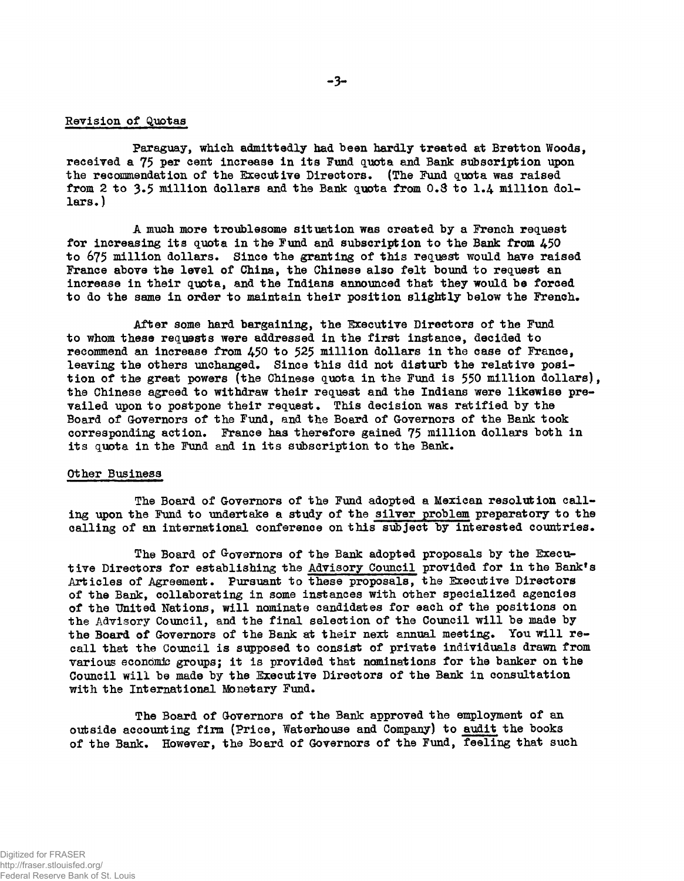## Revision of Quotas

Paraguay, which admittedly had been hardly treated at Bretton Woods, received a 75 per cent increase in its Fund quota and Bank subscription upon the recommendation of the Executive Directors. (The Fund quota was raised from 2 to 3.5 million dollars and the Bank quota from 0.8 to 1.4 million dollars.)

A much more troublesome situation was created by a French request for increasing its quota in the Fund and subscription to the Bank from 450 to 675 million dollars. Since the granting of this request would have raised France above the level of China, the Chinese also felt bound to request an increase in their quota, and the Indians announced that they would be forced to do the same in order to maintain their position slightly below the French.

After some hard bargaining, the Executive Directors of the Fund to whom these requests were addressed in the first instance, decided to recommend an increase from 450 to 525 million dollars in the case of France, leaving the others unchanged. Since this did not disturb the relative position of the great powers (the Chinese quota in the Fund is 550 million dollars), the Chinese agreed to withdraw their request and the Indians were likewise prevailed upon to postpone their request. This decision was ratified by the Board of Governors of the Fund, and the Board of Governors of the Bank took corresponding action. France has therefore gained 75 million dollars both in its quota in the Fund and in its subscription to the Bank.

## Other Business

The Board of Governors of the Fund adopted a Mexican resolution calling upon the Fund to undertake a study of the silver problem preparatory to the calling of an international conference on this subject by interested countries.

The Board of Governors of the Bank adopted proposals by the Executive Directors for establishing the Advisory Council provided for in the Bank's Articles of Agreement. Pursuant to these proposals, the Executive Directors of the Bank, collaborating in some instances with other specialized agencies of the United Nations, will nominate candidates for each of the positions on the Advisory Council, and the final selection of the Council will be made by the Board of Governors of the Bank at their next annual meeting. You will recall that the Council is supposed to consist of private individuals drawn from various economic groups; it is provided that nominations for the banker on the Council will be made by the Executive Directors of the Bank in consultation with the International Monetary Fund.

The Board of Governors of the Bank approved the employment of an outside accounting firm (Price, Waterhouse and Company) to audit the books of the Bank. However, the Board of Governors of the Fund, feeling that such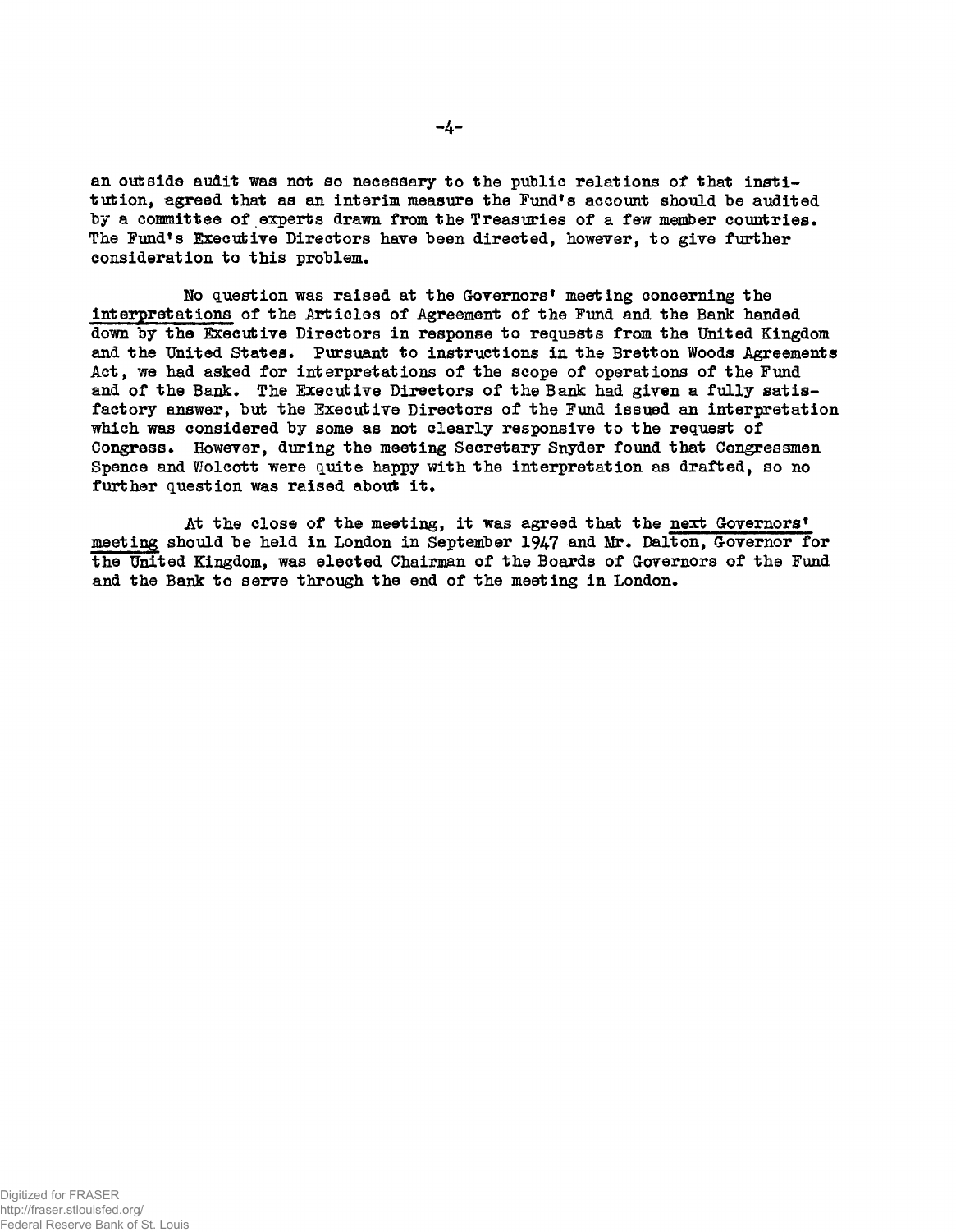an outside audit was not so necessary to the public relations of that institution, agreed that as an interim measure the Fund's account should be audited by a committee of experts drawn from the Treasuries of a few member countries. The Fund's Executive Directors have been directed, however, to give further consideration to this problem.

No question was raised at the Governors' meeting concerning the interpretations of the Articles of Agreement of the Fund and the Bank handed down by the Executive Directors in response to requests from the United Kingdom and the United States. Pursuant to instructions in the Bretton Woods Agreements Act, we had asked for interpretations of the scope of operations of the Fund and of the Bank. The Executive Directors of the Bank had given a fully satisfactory answer, but the Executive Directors of the Fund issued an interpretation which was considered by some as not clearly responsive to the request of Congress. However, during the meeting Secretary Snyder found that Congressmen Spence and Wolcott were quite happy with the interpretation as drafted, so no further question was raised about it.

At the close of the meeting, it was agreed that the next Governors' meeting should be held in London in September 1947 and Mr. Dalton, Governor for the United Kingdom, was elected Chairman of the Boards of Governors of the Fund and the Bank to serve through the end of the meeting in London.